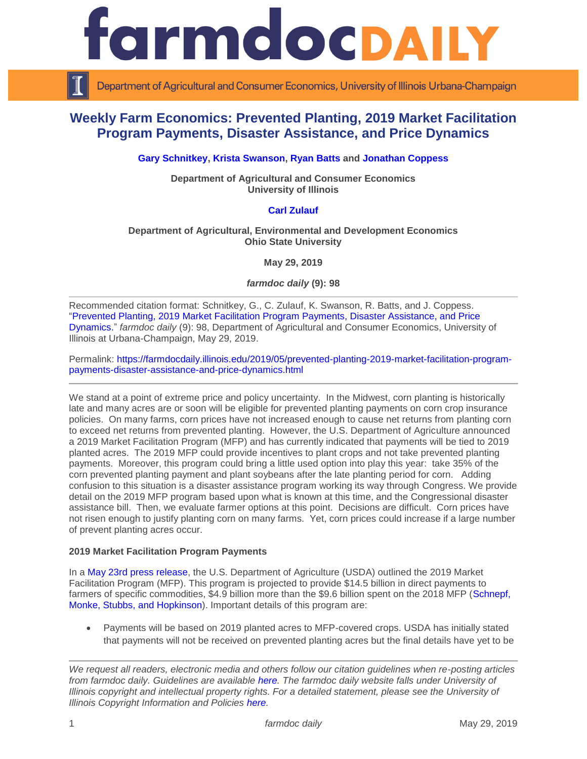# Weekly Farm Economics: Prevented Planting, 2019 Market Facilitation Program Payments, Disaster Assistance, and Price Dynamics

**Gary Schnitkey, Krista Swanson, Ryan Batts and Jonathan Coppess**

**Department of Agricultural and Consumer Economics**
**University of Illinois**

**Carl Zulauf**

**Department of Agricultural, Environmental and Development Economics**
**Ohio State University**

**May 29, 2019**

***farmdoc daily* (9): 98**

---

Recommended citation format: Schnitkey, G., C. Zulauf, K. Swanson, R. Batts, and J. Coppess. "Prevented Planting, 2019 Market Facilitation Program Payments, Disaster Assistance, and Price Dynamics." *farmdoc daily* (9): 98, Department of Agricultural and Consumer Economics, University of Illinois at Urbana-Champaign, May 29, 2019.

Permalink: https://farmdocdaily.illinois.edu/2019/05/prevented-planting-2019-market-facilitation-program-payments-disaster-assistance-and-price-dynamics.html

---

We stand at a point of extreme price and policy uncertainty. In the Midwest, corn planting is historically late and many acres are or soon will be eligible for prevented planting payments on corn crop insurance policies. On many farms, corn prices have not increased enough to cause net returns from planting corn to exceed net returns from prevented planting. However, the U.S. Department of Agriculture announced a 2019 Market Facilitation Program (MFP) and has currently indicated that payments will be tied to 2019 planted acres. The 2019 MFP could provide incentives to plant crops and not take prevented planting payments. Moreover, this program could bring a little used option into play this year: take 35% of the corn prevented planting payment and plant soybeans after the late planting period for corn. Adding confusion to this situation is a disaster assistance program working its way through Congress. We provide detail on the 2019 MFP program based upon what is known at this time, and the Congressional disaster assistance bill. Then, we evaluate farmer options at this point. Decisions are difficult. Corn prices have not risen enough to justify planting corn on many farms. Yet, corn prices could increase if a large number of prevent planting acres occur.

**2019 Market Facilitation Program Payments**

In a May 23rd press release, the U.S. Department of Agriculture (USDA) outlined the 2019 Market Facilitation Program (MFP). This program is projected to provide $14.5 billion in direct payments to farmers of specific commodities, $4.9 billion more than the $9.6 billion spent on the 2018 MFP (Schnepf, Monke, Stubbs, and Hopkinson). Important details of this program are:

- Payments will be based on 2019 planted acres to MFP-covered crops. USDA has initially stated that payments will not be received on prevented planting acres but the final details have yet to be

---

*We request all readers, electronic media and others follow our citation guidelines when re-posting articles from farmdoc daily. Guidelines are available here. The farmdoc daily website falls under University of Illinois copyright and intellectual property rights. For a detailed statement, please see the University of Illinois Copyright Information and Policies here.*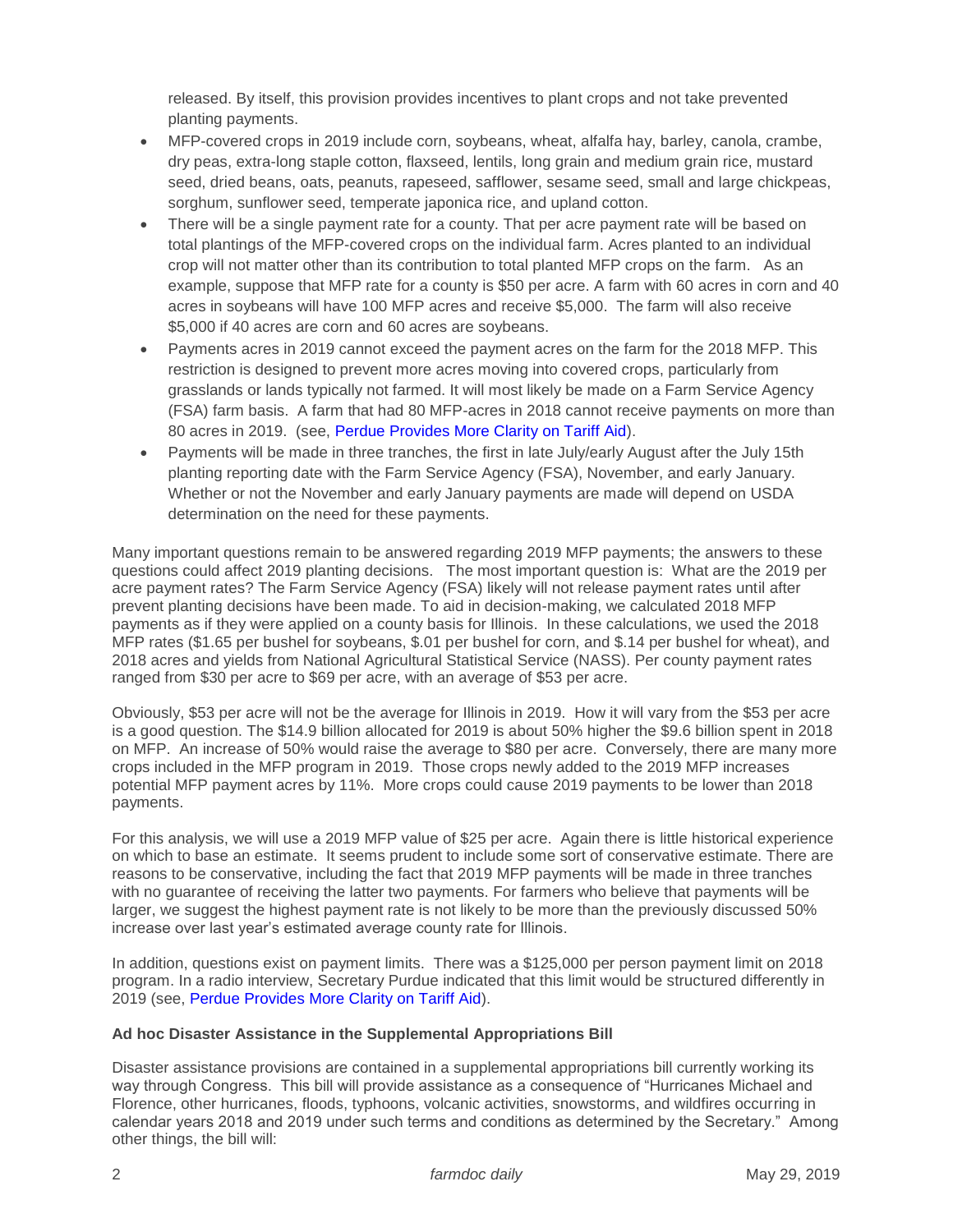released. By itself, this provision provides incentives to plant crops and not take prevented planting payments.

- MFP-covered crops in 2019 include corn, soybeans, wheat, alfalfa hay, barley, canola, crambe, dry peas, extra-long staple cotton, flaxseed, lentils, long grain and medium grain rice, mustard seed, dried beans, oats, peanuts, rapeseed, safflower, sesame seed, small and large chickpeas, sorghum, sunflower seed, temperate japonica rice, and upland cotton.
- There will be a single payment rate for a county. That per acre payment rate will be based on total plantings of the MFP-covered crops on the individual farm. Acres planted to an individual crop will not matter other than its contribution to total planted MFP crops on the farm. As an example, suppose that MFP rate for a county is $50 per acre. A farm with 60 acres in corn and 40 acres in soybeans will have 100 MFP acres and receive $5,000. The farm will also receive $5,000 if 40 acres are corn and 60 acres are soybeans.
- Payments acres in 2019 cannot exceed the payment acres on the farm for the 2018 MFP. This restriction is designed to prevent more acres moving into covered crops, particularly from grasslands or lands typically not farmed. It will most likely be made on a Farm Service Agency (FSA) farm basis. A farm that had 80 MFP-acres in 2018 cannot receive payments on more than 80 acres in 2019. (see, Perdue Provides More Clarity on Tariff Aid).
- Payments will be made in three tranches, the first in late July/early August after the July 15th planting reporting date with the Farm Service Agency (FSA), November, and early January. Whether or not the November and early January payments are made will depend on USDA determination on the need for these payments.

Many important questions remain to be answered regarding 2019 MFP payments; the answers to these questions could affect 2019 planting decisions. The most important question is: What are the 2019 per acre payment rates? The Farm Service Agency (FSA) likely will not release payment rates until after prevent planting decisions have been made. To aid in decision-making, we calculated 2018 MFP payments as if they were applied on a county basis for Illinois. In these calculations, we used the 2018 MFP rates ($1.65 per bushel for soybeans, $.01 per bushel for corn, and $.14 per bushel for wheat), and 2018 acres and yields from National Agricultural Statistical Service (NASS). Per county payment rates ranged from $30 per acre to $69 per acre, with an average of $53 per acre.

Obviously, $53 per acre will not be the average for Illinois in 2019. How it will vary from the $53 per acre is a good question. The $14.9 billion allocated for 2019 is about 50% higher the $9.6 billion spent in 2018 on MFP. An increase of 50% would raise the average to $80 per acre. Conversely, there are many more crops included in the MFP program in 2019. Those crops newly added to the 2019 MFP increases potential MFP payment acres by 11%. More crops could cause 2019 payments to be lower than 2018 payments.

For this analysis, we will use a 2019 MFP value of $25 per acre. Again there is little historical experience on which to base an estimate. It seems prudent to include some sort of conservative estimate. There are reasons to be conservative, including the fact that 2019 MFP payments will be made in three tranches with no guarantee of receiving the latter two payments. For farmers who believe that payments will be larger, we suggest the highest payment rate is not likely to be more than the previously discussed 50% increase over last year's estimated average county rate for Illinois.

In addition, questions exist on payment limits. There was a $125,000 per person payment limit on 2018 program. In a radio interview, Secretary Purdue indicated that this limit would be structured differently in 2019 (see, Perdue Provides More Clarity on Tariff Aid).

**Ad hoc Disaster Assistance in the Supplemental Appropriations Bill**

Disaster assistance provisions are contained in a supplemental appropriations bill currently working its way through Congress. This bill will provide assistance as a consequence of "Hurricanes Michael and Florence, other hurricanes, floods, typhoons, volcanic activities, snowstorms, and wildfires occurring in calendar years 2018 and 2019 under such terms and conditions as determined by the Secretary." Among other things, the bill will: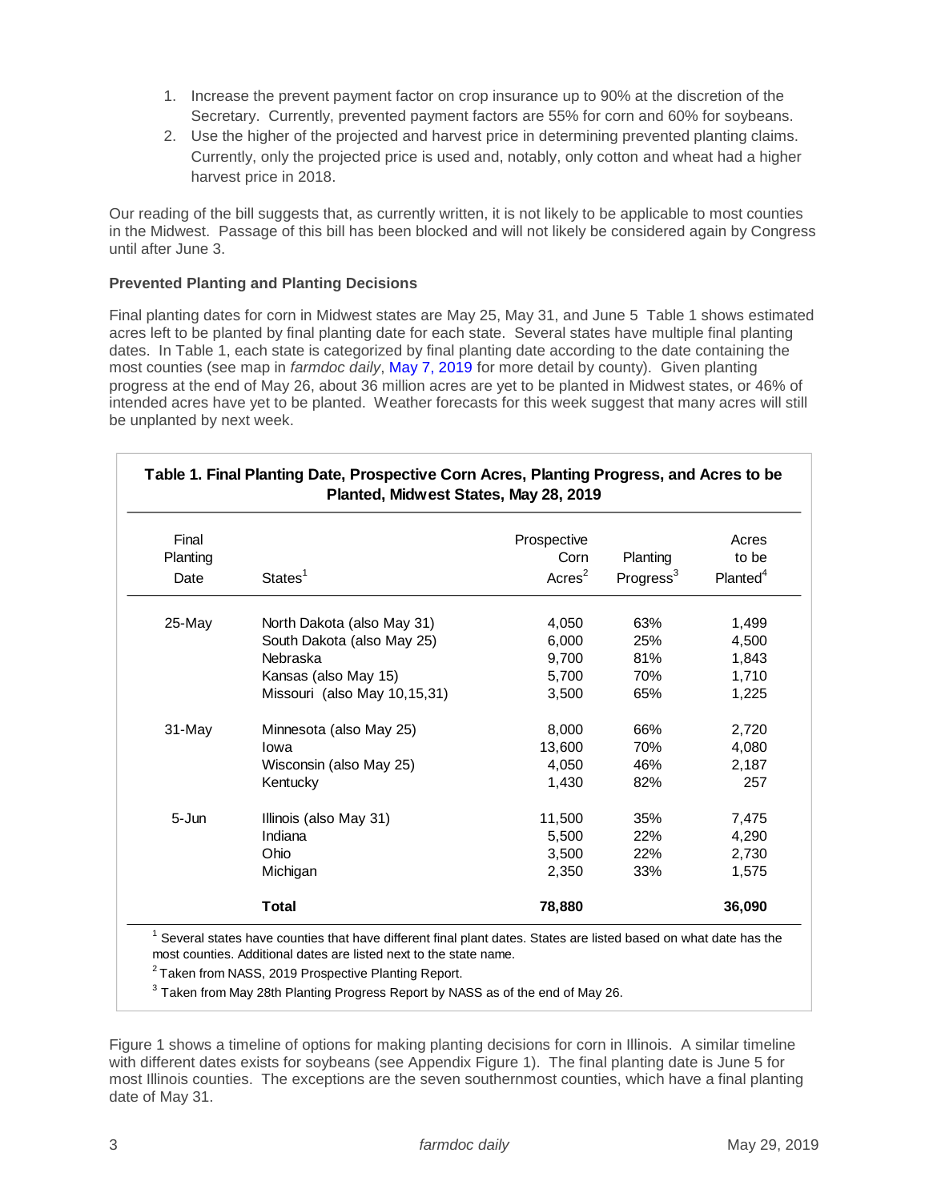1. Increase the prevent payment factor on crop insurance up to 90% at the discretion of the Secretary. Currently, prevented payment factors are 55% for corn and 60% for soybeans.
2. Use the higher of the projected and harvest price in determining prevented planting claims. Currently, only the projected price is used and, notably, only cotton and wheat had a higher harvest price in 2018.

Our reading of the bill suggests that, as currently written, it is not likely to be applicable to most counties in the Midwest. Passage of this bill has been blocked and will not likely be considered again by Congress until after June 3.

### Prevented Planting and Planting Decisions

Final planting dates for corn in Midwest states are May 25, May 31, and June 5 Table 1 shows estimated acres left to be planted by final planting date for each state. Several states have multiple final planting dates. In Table 1, each state is categorized by final planting date according to the date containing the most counties (see map in *farmdoc daily*, May 7, 2019 for more detail by county). Given planting progress at the end of May 26, about 36 million acres are yet to be planted in Midwest states, or 46% of intended acres have yet to be planted. Weather forecasts for this week suggest that many acres will still be unplanted by next week.

**Table 1. Final Planting Date, Prospective Corn Acres, Planting Progress, and Acres to be Planted, Midwest States, May 28, 2019**

| Final Planting Date | States[1] | Prospective Corn Acres[2] | Planting Progress[3] | Acres to be Planted[4] |
|---|---|---|---|---|
| 25-May | North Dakota (also May 31) | 4,050 | 63% | 1,499 |
| | South Dakota (also May 25) | 6,000 | 25% | 4,500 |
| | Nebraska | 9,700 | 81% | 1,843 |
| | Kansas (also May 15) | 5,700 | 70% | 1,710 |
| | Missouri (also May 10,15,31) | 3,500 | 65% | 1,225 |
| 31-May | Minnesota (also May 25) | 8,000 | 66% | 2,720 |
| | Iowa | 13,600 | 70% | 4,080 |
| | Wisconsin (also May 25) | 4,050 | 46% | 2,187 |
| | Kentucky | 1,430 | 82% | 257 |
| 5-Jun | Illinois (also May 31) | 11,500 | 35% | 7,475 |
| | Indiana | 5,500 | 22% | 4,290 |
| | Ohio | 3,500 | 22% | 2,730 |
| | Michigan | 2,350 | 33% | 1,575 |
| | **Total** | **78,880** | | **36,090** |

[1] Several states have counties that have different final plant dates. States are listed based on what date has the most counties. Additional dates are listed next to the state name.

[2] Taken from NASS, 2019 Prospective Planting Report.

[3] Taken from May 28th Planting Progress Report by NASS as of the end of May 26.

Figure 1 shows a timeline of options for making planting decisions for corn in Illinois. A similar timeline with different dates exists for soybeans (see Appendix Figure 1). The final planting date is June 5 for most Illinois counties. The exceptions are the seven southernmost counties, which have a final planting date of May 31.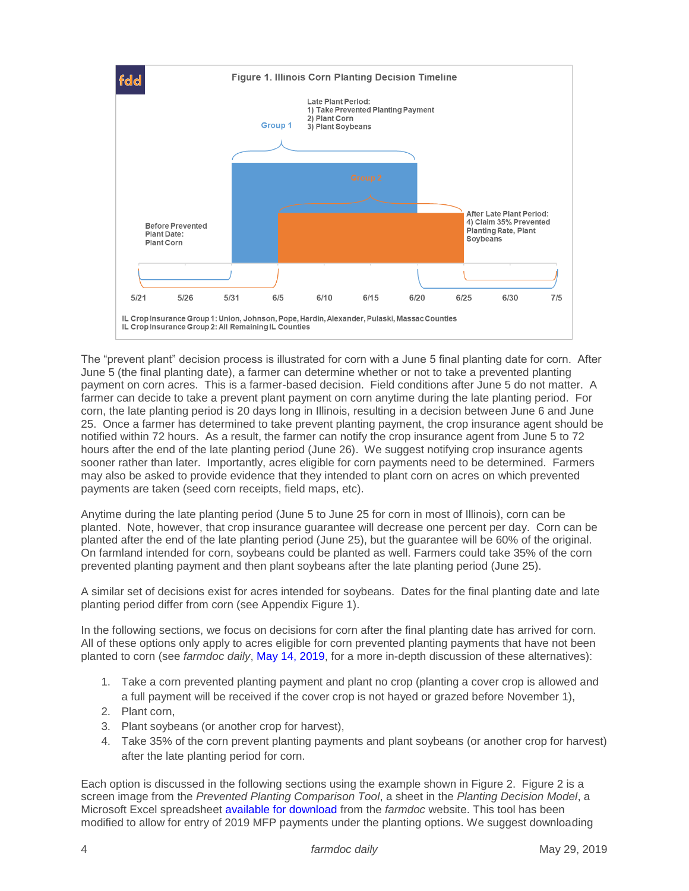**Figure 1. Illinois Corn Planting Decision Timeline**

Before Prevented Plant Date: Plant Corn

Group 1

Group 2

Late Plant Period:
1) Take Prevented Planting Payment
2) Plant Corn
3) Plant Soybeans

After Late Plant Period:
4) Claim 35% Prevented Planting Rate, Plant Soybeans

5/21 5/26 5/31 6/5 6/10 6/15 6/20 6/25 6/30 7/5

IL Crop Insurance Group 1: Union, Johnson, Pope, Hardin, Alexander, Pulaski, Massac Counties
IL Crop Insurance Group 2: All Remaining IL Counties

The "prevent plant" decision process is illustrated for corn with a June 5 final planting date for corn. After June 5 (the final planting date), a farmer can determine whether or not to take a prevented planting payment on corn acres. This is a farmer-based decision. Field conditions after June 5 do not matter. A farmer can decide to take a prevent plant payment on corn anytime during the late planting period. For corn, the late planting period is 20 days long in Illinois, resulting in a decision between June 6 and June 25. Once a farmer has determined to take prevent planting payment, the crop insurance agent should be notified within 72 hours. As a result, the farmer can notify the crop insurance agent from June 5 to 72 hours after the end of the late planting period (June 26). We suggest notifying crop insurance agents sooner rather than later. Importantly, acres eligible for corn payments need to be determined. Farmers may also be asked to provide evidence that they intended to plant corn on acres on which prevented payments are taken (seed corn receipts, field maps, etc).

Anytime during the late planting period (June 5 to June 25 for corn in most of Illinois), corn can be planted. Note, however, that crop insurance guarantee will decrease one percent per day. Corn can be planted after the end of the late planting period (June 25), but the guarantee will be 60% of the original. On farmland intended for corn, soybeans could be planted as well. Farmers could take 35% of the corn prevented planting payment and then plant soybeans after the late planting period (June 25).

A similar set of decisions exist for acres intended for soybeans. Dates for the final planting date and late planting period differ from corn (see Appendix Figure 1).

In the following sections, we focus on decisions for corn after the final planting date has arrived for corn. All of these options only apply to acres eligible for corn prevented planting payments that have not been planted to corn (see *farmdoc daily*, May 14, 2019, for a more in-depth discussion of these alternatives):

1. Take a corn prevented planting payment and plant no crop (planting a cover crop is allowed and a full payment will be received if the cover crop is not hayed or grazed before November 1),
2. Plant corn,
3. Plant soybeans (or another crop for harvest),
4. Take 35% of the corn prevent planting payments and plant soybeans (or another crop for harvest) after the late planting period for corn.

Each option is discussed in the following sections using the example shown in Figure 2. Figure 2 is a screen image from the *Prevented Planting Comparison Tool*, a sheet in the *Planting Decision Model*, a Microsoft Excel spreadsheet available for download from the *farmdoc* website. This tool has been modified to allow for entry of 2019 MFP payments under the planting options. We suggest downloading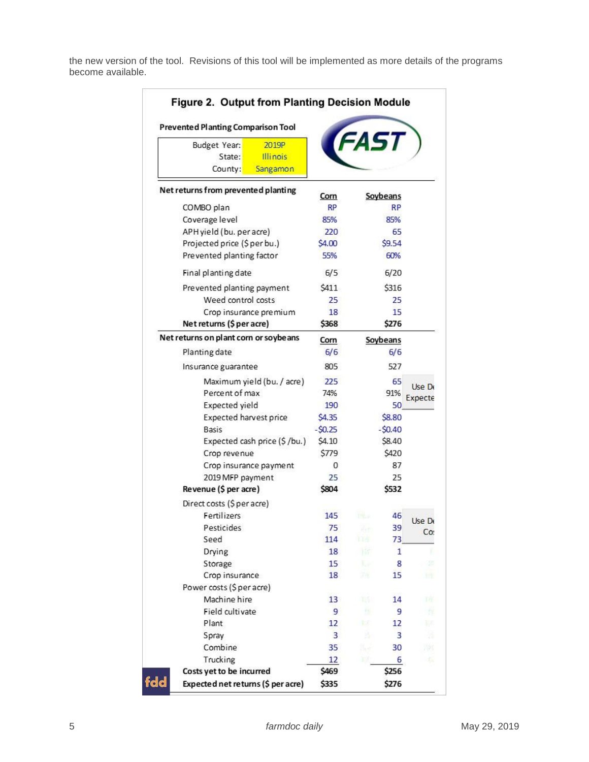the new version of the tool. Revisions of this tool will be implemented as more details of the programs become available.

**Figure 2. Output from Planting Decision Module**

**Prevented Planting Comparison Tool**

| | |
|---|---|
| Budget Year: | 2019P |
| State: | Illinois |
| County: | Sangamon |

| **Net returns from prevented planting** | **Corn** | **Soybeans** |
|---|---|---|
| COMBO plan | RP | RP |
| Coverage level | 85% | 85% |
| APH yield (bu. per acre) | 220 | 65 |
| Projected price ($ per bu.) | $4.00 | $9.54 |
| Prevented planting factor | 55% | 60% |
| Final planting date | 6/5 | 6/20 |
| Prevented planting payment | $411 | $316 |
| Weed control costs | 25 | 25 |
| Crop insurance premium | 18 | 15 |
| **Net returns ($ per acre)** | **$368** | **$276** |

| **Net returns on plant corn or soybeans** | **Corn** | **Soybeans** |
|---|---|---|
| Planting date | 6/6 | 6/6 |
| Insurance guarantee | 805 | 527 |
| Maximum yield (bu. / acre) | 225 | 65 |
| Percent of max | 74% | 91% |
| Expected yield | 190 | 50 |
| Expected harvest price | $4.35 | $8.80 |
| Basis | -$0.25 | -$0.40 |
| Expected cash price ($ /bu.) | $4.10 | $8.40 |
| Crop revenue | $779 | $420 |
| Crop insurance payment | 0 | 87 |
| 2019 MFP payment | 25 | 25 |
| **Revenue ($ per acre)** | **$804** | **$532** |
| Direct costs ($ per acre) | | |
| Fertilizers | 145 | 46 |
| Pesticides | 75 | 39 |
| Seed | 114 | 73 |
| Drying | 18 | 1 |
| Storage | 15 | 8 |
| Crop insurance | 18 | 15 |
| Power costs ($ per acre) | | |
| Machine hire | 13 | 14 |
| Field cultivate | 9 | 9 |
| Plant | 12 | 12 |
| Spray | 3 | 3 |
| Combine | 35 | 30 |
| Trucking | 12 | 6 |
| **Costs yet to be incurred** | **$469** | **$256** |
| **Expected net returns ($ per acre)** | **$335** | **$276** |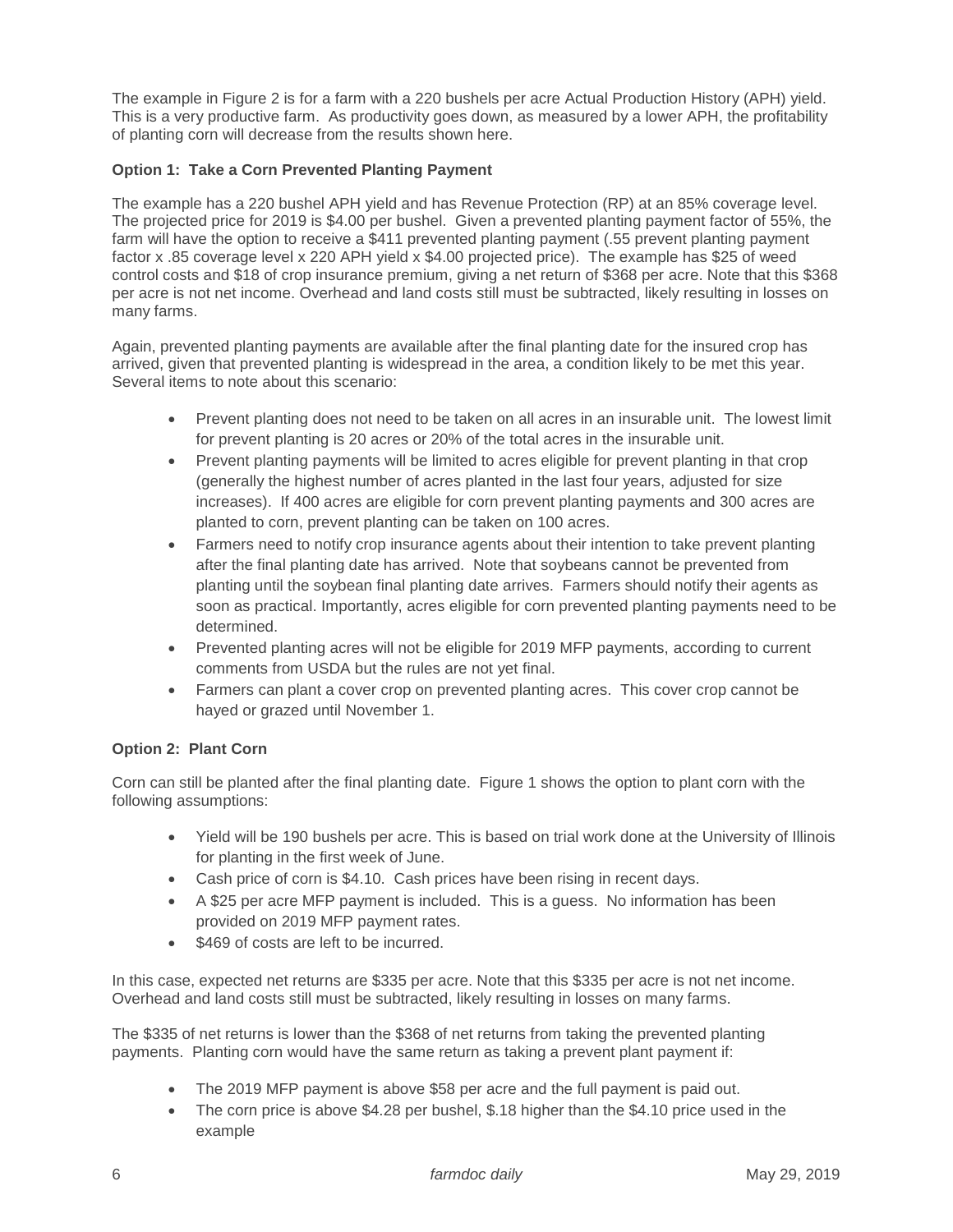The example in Figure 2 is for a farm with a 220 bushels per acre Actual Production History (APH) yield. This is a very productive farm. As productivity goes down, as measured by a lower APH, the profitability of planting corn will decrease from the results shown here.

**Option 1: Take a Corn Prevented Planting Payment**

The example has a 220 bushel APH yield and has Revenue Protection (RP) at an 85% coverage level. The projected price for 2019 is $4.00 per bushel. Given a prevented planting payment factor of 55%, the farm will have the option to receive a $411 prevented planting payment (.55 prevent planting payment factor x .85 coverage level x 220 APH yield x $4.00 projected price). The example has $25 of weed control costs and $18 of crop insurance premium, giving a net return of $368 per acre. Note that this $368 per acre is not net income. Overhead and land costs still must be subtracted, likely resulting in losses on many farms.

Again, prevented planting payments are available after the final planting date for the insured crop has arrived, given that prevented planting is widespread in the area, a condition likely to be met this year. Several items to note about this scenario:

- Prevent planting does not need to be taken on all acres in an insurable unit. The lowest limit for prevent planting is 20 acres or 20% of the total acres in the insurable unit.
- Prevent planting payments will be limited to acres eligible for prevent planting in that crop (generally the highest number of acres planted in the last four years, adjusted for size increases). If 400 acres are eligible for corn prevent planting payments and 300 acres are planted to corn, prevent planting can be taken on 100 acres.
- Farmers need to notify crop insurance agents about their intention to take prevent planting after the final planting date has arrived. Note that soybeans cannot be prevented from planting until the soybean final planting date arrives. Farmers should notify their agents as soon as practical. Importantly, acres eligible for corn prevented planting payments need to be determined.
- Prevented planting acres will not be eligible for 2019 MFP payments, according to current comments from USDA but the rules are not yet final.
- Farmers can plant a cover crop on prevented planting acres. This cover crop cannot be hayed or grazed until November 1.

**Option 2: Plant Corn**

Corn can still be planted after the final planting date. Figure 1 shows the option to plant corn with the following assumptions:

- Yield will be 190 bushels per acre. This is based on trial work done at the University of Illinois for planting in the first week of June.
- Cash price of corn is $4.10. Cash prices have been rising in recent days.
- A $25 per acre MFP payment is included. This is a guess. No information has been provided on 2019 MFP payment rates.
- $469 of costs are left to be incurred.

In this case, expected net returns are $335 per acre. Note that this $335 per acre is not net income. Overhead and land costs still must be subtracted, likely resulting in losses on many farms.

The $335 of net returns is lower than the $368 of net returns from taking the prevented planting payments. Planting corn would have the same return as taking a prevent plant payment if:

- The 2019 MFP payment is above $58 per acre and the full payment is paid out.
- The corn price is above $4.28 per bushel, $.18 higher than the $4.10 price used in the example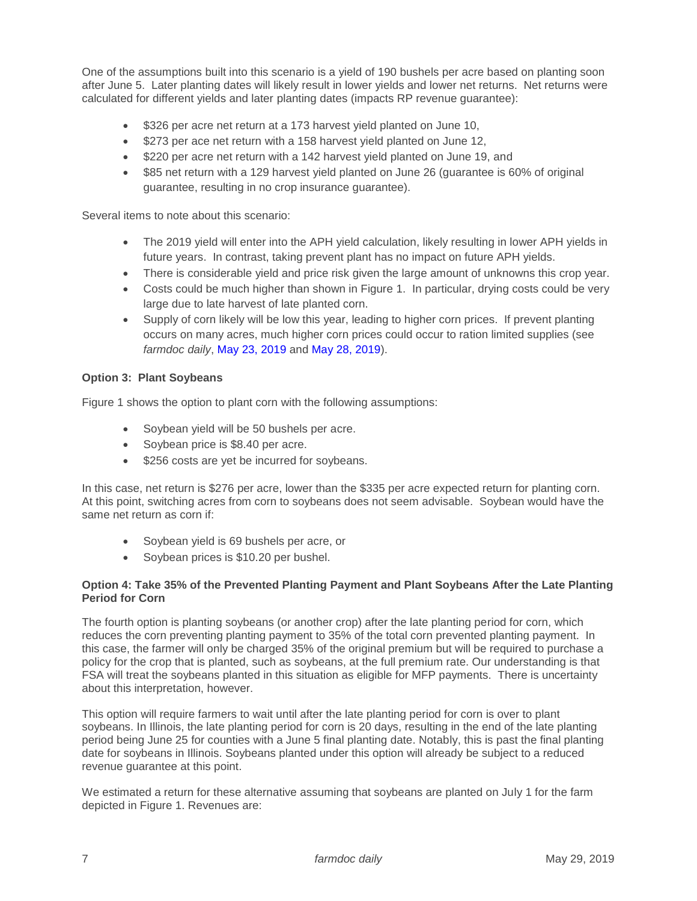One of the assumptions built into this scenario is a yield of 190 bushels per acre based on planting soon after June 5. Later planting dates will likely result in lower yields and lower net returns. Net returns were calculated for different yields and later planting dates (impacts RP revenue guarantee):

- $326 per acre net return at a 173 harvest yield planted on June 10,
- $273 per ace net return with a 158 harvest yield planted on June 12,
- $220 per acre net return with a 142 harvest yield planted on June 19, and
- $85 net return with a 129 harvest yield planted on June 26 (guarantee is 60% of original guarantee, resulting in no crop insurance guarantee).

Several items to note about this scenario:

- The 2019 yield will enter into the APH yield calculation, likely resulting in lower APH yields in future years. In contrast, taking prevent plant has no impact on future APH yields.
- There is considerable yield and price risk given the large amount of unknowns this crop year.
- Costs could be much higher than shown in Figure 1. In particular, drying costs could be very large due to late harvest of late planted corn.
- Supply of corn likely will be low this year, leading to higher corn prices. If prevent planting occurs on many acres, much higher corn prices could occur to ration limited supplies (see *farmdoc daily*, May 23, 2019 and May 28, 2019).

**Option 3: Plant Soybeans**

Figure 1 shows the option to plant corn with the following assumptions:

- Soybean yield will be 50 bushels per acre.
- Soybean price is $8.40 per acre.
- $256 costs are yet be incurred for soybeans.

In this case, net return is $276 per acre, lower than the $335 per acre expected return for planting corn. At this point, switching acres from corn to soybeans does not seem advisable. Soybean would have the same net return as corn if:

- Soybean yield is 69 bushels per acre, or
- Soybean prices is $10.20 per bushel.

**Option 4: Take 35% of the Prevented Planting Payment and Plant Soybeans After the Late Planting Period for Corn**

The fourth option is planting soybeans (or another crop) after the late planting period for corn, which reduces the corn preventing planting payment to 35% of the total corn prevented planting payment. In this case, the farmer will only be charged 35% of the original premium but will be required to purchase a policy for the crop that is planted, such as soybeans, at the full premium rate. Our understanding is that FSA will treat the soybeans planted in this situation as eligible for MFP payments. There is uncertainty about this interpretation, however.

This option will require farmers to wait until after the late planting period for corn is over to plant soybeans. In Illinois, the late planting period for corn is 20 days, resulting in the end of the late planting period being June 25 for counties with a June 5 final planting date. Notably, this is past the final planting date for soybeans in Illinois. Soybeans planted under this option will already be subject to a reduced revenue guarantee at this point.

We estimated a return for these alternative assuming that soybeans are planted on July 1 for the farm depicted in Figure 1. Revenues are: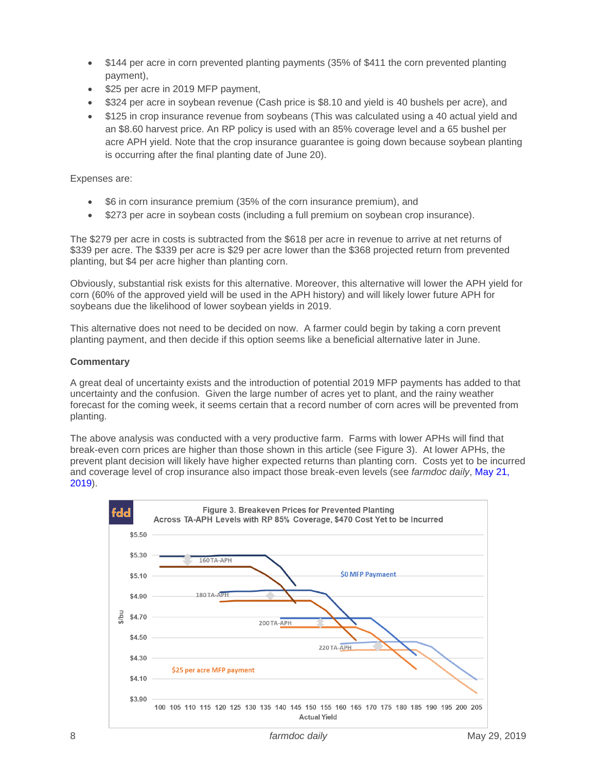- $144 per acre in corn prevented planting payments (35% of $411 the corn prevented planting payment),
- $25 per acre in 2019 MFP payment,
- $324 per acre in soybean revenue (Cash price is $8.10 and yield is 40 bushels per acre), and
- $125 in crop insurance revenue from soybeans (This was calculated using a 40 actual yield and an $8.60 harvest price. An RP policy is used with an 85% coverage level and a 65 bushel per acre APH yield. Note that the crop insurance guarantee is going down because soybean planting is occurring after the final planting date of June 20).

Expenses are:

- $6 in corn insurance premium (35% of the corn insurance premium), and
- $273 per acre in soybean costs (including a full premium on soybean crop insurance).

The $279 per acre in costs is subtracted from the $618 per acre in revenue to arrive at net returns of $339 per acre. The $339 per acre is $29 per acre lower than the $368 projected return from prevented planting, but $4 per acre higher than planting corn.

Obviously, substantial risk exists for this alternative. Moreover, this alternative will lower the APH yield for corn (60% of the approved yield will be used in the APH history) and will likely lower future APH for soybeans due the likelihood of lower soybean yields in 2019.

This alternative does not need to be decided on now. A farmer could begin by taking a corn prevent planting payment, and then decide if this option seems like a beneficial alternative later in June.

**Commentary**

A great deal of uncertainty exists and the introduction of potential 2019 MFP payments has added to that uncertainty and the confusion. Given the large number of acres yet to plant, and the rainy weather forecast for the coming week, it seems certain that a record number of corn acres will be prevented from planting.

The above analysis was conducted with a very productive farm. Farms with lower APHs will find that break-even corn prices are higher than those shown in this article (see Figure 3). At lower APHs, the prevent plant decision will likely have higher expected returns than planting corn. Costs yet to be incurred and coverage level of crop insurance also impact those break-even levels (see *farmdoc daily*, May 21, 2019).

Figure 3. Breakeven Prices for Prevented Planting Across TA-APH Levels with RP 85% Coverage, $470 Cost Yet to be Incurred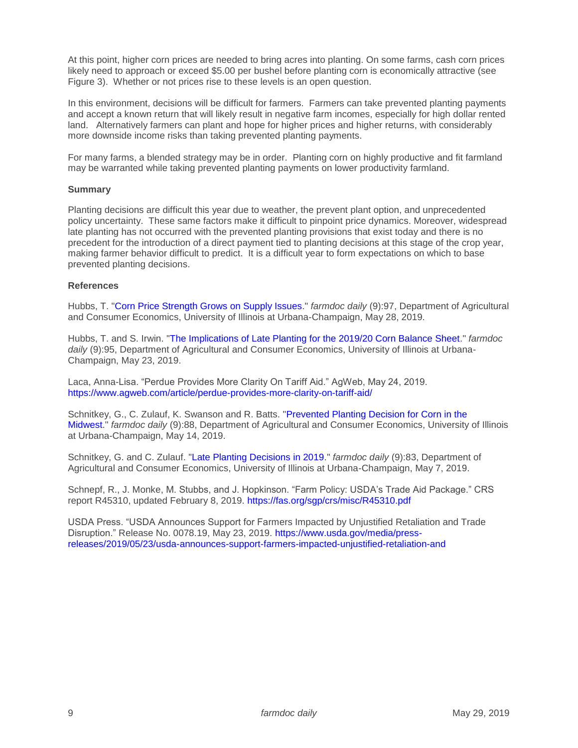At this point, higher corn prices are needed to bring acres into planting. On some farms, cash corn prices likely need to approach or exceed $5.00 per bushel before planting corn is economically attractive (see Figure 3). Whether or not prices rise to these levels is an open question.

In this environment, decisions will be difficult for farmers. Farmers can take prevented planting payments and accept a known return that will likely result in negative farm incomes, especially for high dollar rented land. Alternatively farmers can plant and hope for higher prices and higher returns, with considerably more downside income risks than taking prevented planting payments.

For many farms, a blended strategy may be in order. Planting corn on highly productive and fit farmland may be warranted while taking prevented planting payments on lower productivity farmland.

**Summary**

Planting decisions are difficult this year due to weather, the prevent plant option, and unprecedented policy uncertainty. These same factors make it difficult to pinpoint price dynamics. Moreover, widespread late planting has not occurred with the prevented planting provisions that exist today and there is no precedent for the introduction of a direct payment tied to planting decisions at this stage of the crop year, making farmer behavior difficult to predict. It is a difficult year to form expectations on which to base prevented planting decisions.

**References**

Hubbs, T. "Corn Price Strength Grows on Supply Issues." *farmdoc daily* (9):97, Department of Agricultural and Consumer Economics, University of Illinois at Urbana-Champaign, May 28, 2019.

Hubbs, T. and S. Irwin. "The Implications of Late Planting for the 2019/20 Corn Balance Sheet." *farmdoc daily* (9):95, Department of Agricultural and Consumer Economics, University of Illinois at Urbana-Champaign, May 23, 2019.

Laca, Anna-Lisa. "Perdue Provides More Clarity On Tariff Aid." AgWeb, May 24, 2019. https://www.agweb.com/article/perdue-provides-more-clarity-on-tariff-aid/

Schnitkey, G., C. Zulauf, K. Swanson and R. Batts. "Prevented Planting Decision for Corn in the Midwest." *farmdoc daily* (9):88, Department of Agricultural and Consumer Economics, University of Illinois at Urbana-Champaign, May 14, 2019.

Schnitkey, G. and C. Zulauf. "Late Planting Decisions in 2019." *farmdoc daily* (9):83, Department of Agricultural and Consumer Economics, University of Illinois at Urbana-Champaign, May 7, 2019.

Schnepf, R., J. Monke, M. Stubbs, and J. Hopkinson. "Farm Policy: USDA's Trade Aid Package." CRS report R45310, updated February 8, 2019. https://fas.org/sgp/crs/misc/R45310.pdf

USDA Press. "USDA Announces Support for Farmers Impacted by Unjustified Retaliation and Trade Disruption." Release No. 0078.19, May 23, 2019. https://www.usda.gov/media/press-releases/2019/05/23/usda-announces-support-farmers-impacted-unjustified-retaliation-and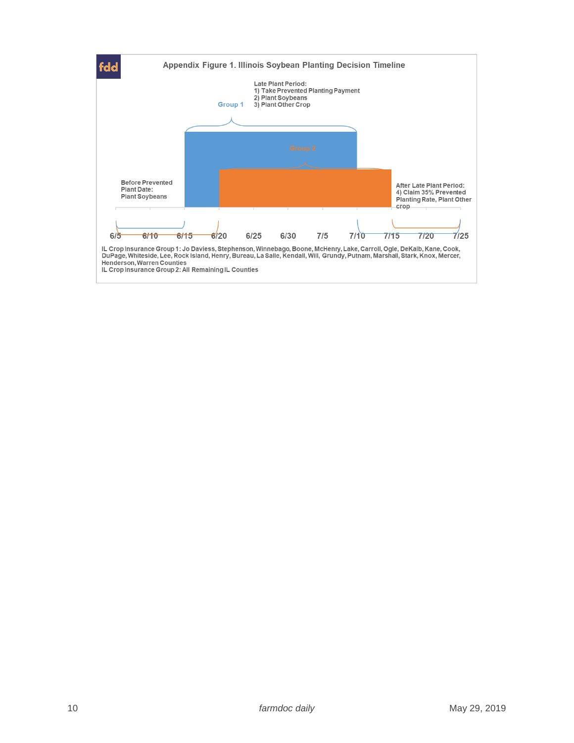Appendix Figure 1. Illinois Soybean Planting Decision Timeline

Late Plant Period:
1) Take Prevented Planting Payment
2) Plant Soybeans
3) Plant Other Crop

Group 1

Group 2

Before Prevented Plant Date: Plant Soybeans

After Late Plant Period:
4) Claim 35% Prevented Planting Rate, Plant Other crop

6/5 6/10 6/15 6/20 6/25 6/30 7/5 7/10 7/15 7/20 7/25

IL Crop Insurance Group 1: Jo Daviess, Stephenson, Winnebago, Boone, McHenry, Lake, Carroll, Ogle, DeKalb, Kane, Cook, DuPage, Whiteside, Lee, Rock Island, Henry, Bureau, La Salle, Kendall, Will, Grundy, Putnam, Marshall, Stark, Knox, Mercer, Henderson, Warren Counties
IL Crop Insurance Group 2: All Remaining IL Counties